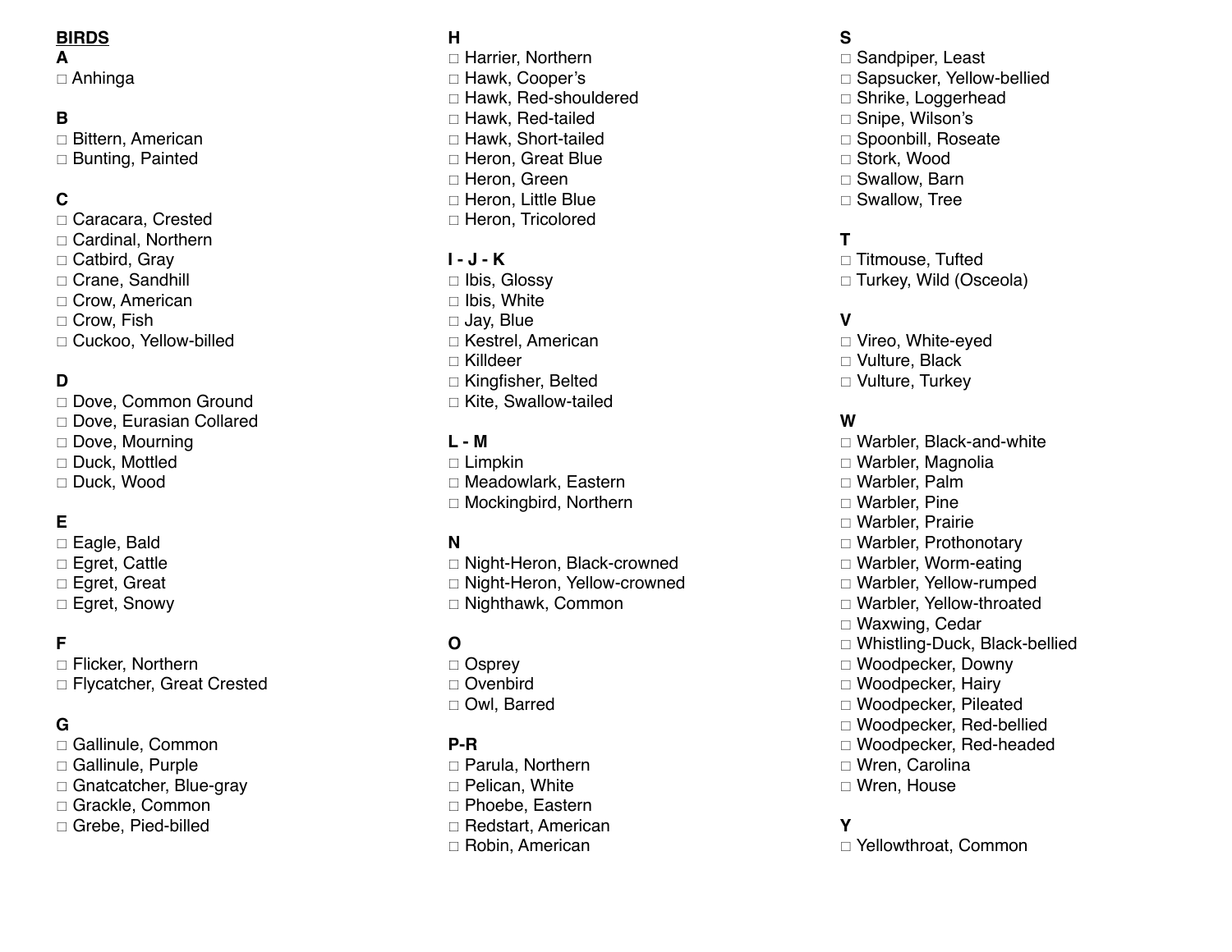## BIRDS

**A**

- □ Anhinga

**B**

- □ Bittern, American
- □ Bunting, Painted

**C**

- □ Caracara, Crested
- □ Cardinal, Northern
- □ Catbird, Gray
- □ Crane, Sandhill
- □ Crow, American
- □ Crow, Fish
- □ Cuckoo, Yellow-billed

**D**

- □ Dove, Common Ground
- □ Dove, Eurasian Collared
- □ Dove, Mourning
- □ Duck, Mottled
- □ Duck, Wood

**E**

- □ Eagle, Bald
- □ Egret, Cattle
- □ Egret, Great
- □ Egret, Snowy

**F**

- □ Flicker, Northern
- □ Flycatcher, Great Crested

**G**

- □ Gallinule, Common
- □ Gallinule, Purple
- □ Gnatcatcher, Blue-gray
- □ Grackle, Common
- □ Grebe, Pied-billed

**H**

- □ Harrier, Northern
- □ Hawk, Cooper's
- □ Hawk, Red-shouldered
- □ Hawk, Red-tailed
- □ Hawk, Short-tailed
- □ Heron, Great Blue
- □ Heron, Green
- □ Heron, Little Blue
- □ Heron, Tricolored

**I - J - K**

- □ Ibis, Glossy
- □ Ibis, White
- □ Jay, Blue
- □ Kestrel, American
- □ Killdeer
- □ Kingfisher, Belted
- □ Kite, Swallow-tailed

**L - M**

- □ Limpkin
- □ Meadowlark, Eastern
- □ Mockingbird, Northern

**N**

- □ Night-Heron, Black-crowned
- □ Night-Heron, Yellow-crowned
- □ Nighthawk, Common

**O**

- □ Osprey
- □ Ovenbird
- □ Owl, Barred

**P-R**

- □ Parula, Northern
- □ Pelican, White
- □ Phoebe, Eastern
- □ Redstart, American
- □ Robin, American

**S**

- □ Sandpiper, Least
- □ Sapsucker, Yellow-bellied
- □ Shrike, Loggerhead
- □ Snipe, Wilson's
- □ Spoonbill, Roseate
- □ Stork, Wood
- □ Swallow, Barn
- □ Swallow, Tree

**T**

- □ Titmouse, Tufted
- □ Turkey, Wild (Osceola)

**V**

- □ Vireo, White-eyed
- □ Vulture, Black
- □ Vulture, Turkey

**W**

- □ Warbler, Black-and-white
- □ Warbler, Magnolia
- □ Warbler, Palm
- □ Warbler, Pine
- □ Warbler, Prairie
- □ Warbler, Prothonotary
- □ Warbler, Worm-eating
- □ Warbler, Yellow-rumped
- □ Warbler, Yellow-throated
- □ Waxwing, Cedar
- □ Whistling-Duck, Black-bellied
- □ Woodpecker, Downy
- □ Woodpecker, Hairy
- □ Woodpecker, Pileated
- □ Woodpecker, Red-bellied
- □ Woodpecker, Red-headed
- □ Wren, Carolina
- □ Wren, House

**Y**

- □ Yellowthroat, Common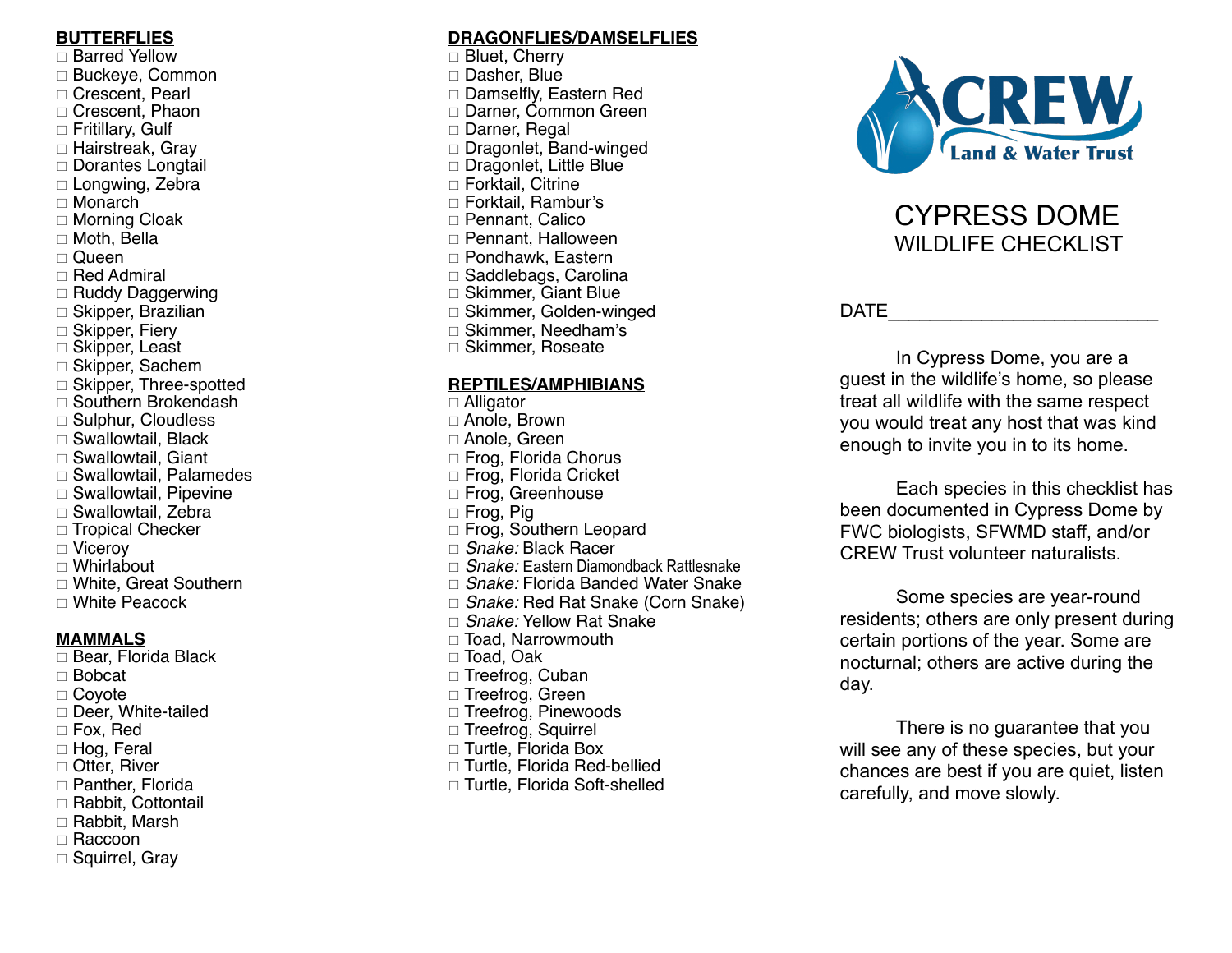## BUTTERFLIES

- ☐ Barred Yellow
- ☐ Buckeye, Common
- ☐ Crescent, Pearl
- ☐ Crescent, Phaon
- ☐ Fritillary, Gulf
- ☐ Hairstreak, Gray
- ☐ Dorantes Longtail
- ☐ Longwing, Zebra
- ☐ Monarch
- ☐ Morning Cloak
- ☐ Moth, Bella
- ☐ Queen
- ☐ Red Admiral
- ☐ Ruddy Daggerwing
- ☐ Skipper, Brazilian
- ☐ Skipper, Fiery
- ☐ Skipper, Least
- ☐ Skipper, Sachem
- ☐ Skipper, Three-spotted
- ☐ Southern Brokendash
- ☐ Sulphur, Cloudless
- ☐ Swallowtail, Black
- ☐ Swallowtail, Giant
- ☐ Swallowtail, Palamedes
- ☐ Swallowtail, Pipevine
- ☐ Swallowtail, Zebra
- ☐ Tropical Checker
- ☐ Viceroy
- ☐ Whirlabout
- ☐ White, Great Southern
- ☐ White Peacock

## MAMMALS

- ☐ Bear, Florida Black
- ☐ Bobcat
- ☐ Coyote
- ☐ Deer, White-tailed
- ☐ Fox, Red
- ☐ Hog, Feral
- ☐ Otter, River
- ☐ Panther, Florida
- ☐ Rabbit, Cottontail
- ☐ Rabbit, Marsh
- ☐ Raccoon
- ☐ Squirrel, Gray

## DRAGONFLIES/DAMSELFLIES

- ☐ Bluet, Cherry
- ☐ Dasher, Blue
- ☐ Damselfly, Eastern Red
- ☐ Darner, Common Green
- ☐ Darner, Regal
- ☐ Dragonlet, Band-winged
- ☐ Dragonlet, Little Blue
- ☐ Forktail, Citrine
- ☐ Forktail, Rambur's
- ☐ Pennant, Calico
- ☐ Pennant, Halloween
- ☐ Pondhawk, Eastern
- ☐ Saddlebags, Carolina
- ☐ Skimmer, Giant Blue
- ☐ Skimmer, Golden-winged
- ☐ Skimmer, Needham's
- ☐ Skimmer, Roseate

## REPTILES/AMPHIBIANS

- ☐ Alligator
- ☐ Anole, Brown
- ☐ Anole, Green
- ☐ Frog, Florida Chorus
- ☐ Frog, Florida Cricket
- ☐ Frog, Greenhouse
- ☐ Frog, Pig
- ☐ Frog, Southern Leopard
- ☐ *Snake:* Black Racer
- ☐ *Snake:* Eastern Diamondback Rattlesnake
- ☐ *Snake:* Florida Banded Water Snake
- ☐ *Snake:* Red Rat Snake (Corn Snake)
- ☐ *Snake:* Yellow Rat Snake
- ☐ Toad, Narrowmouth
- ☐ Toad, Oak
- ☐ Treefrog, Cuban
- ☐ Treefrog, Green
- ☐ Treefrog, Pinewoods
- ☐ Treefrog, Squirrel
- ☐ Turtle, Florida Box
- ☐ Turtle, Florida Red-bellied
- ☐ Turtle, Florida Soft-shelled

CREW Land & Water Trust

# CYPRESS DOME
## WILDLIFE CHECKLIST

DATE________________________

In Cypress Dome, you are a guest in the wildlife's home, so please treat all wildlife with the same respect you would treat any host that was kind enough to invite you in to its home.

Each species in this checklist has been documented in Cypress Dome by FWC biologists, SFWMD staff, and/or CREW Trust volunteer naturalists.

Some species are year-round residents; others are only present during certain portions of the year. Some are nocturnal; others are active during the day.

There is no guarantee that you will see any of these species, but your chances are best if you are quiet, listen carefully, and move slowly.